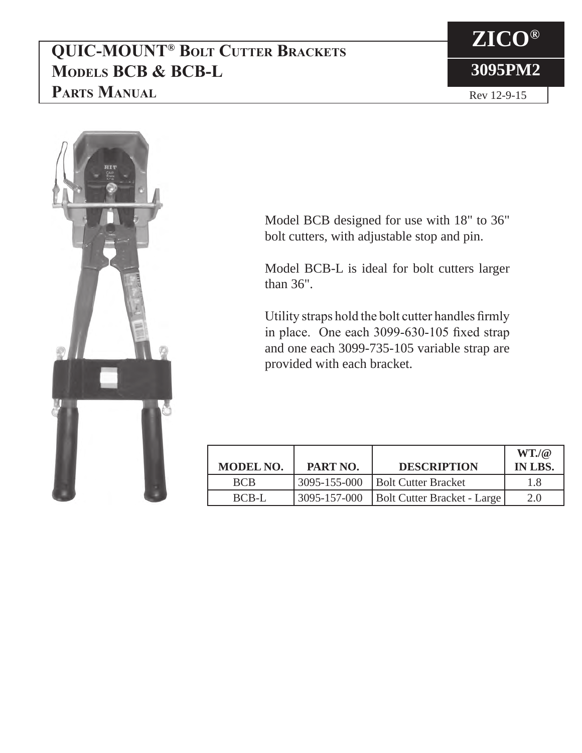# QUIC-MOUNT® Bolt Cutter Brackets
# Models BCB & BCB-L
# Parts Manual

**ZICO®**

**3095PM2**

Rev 12-9-15

Model BCB designed for use with 18" to 36" bolt cutters, with adjustable stop and pin.

Model BCB-L is ideal for bolt cutters larger than 36".

Utility straps hold the bolt cutter handles firmly in place. One each 3099-630-105 fixed strap and one each 3099-735-105 variable strap are provided with each bracket.

| MODEL NO. | PART NO. | DESCRIPTION | WT./@ IN LBS. |
|---|---|---|---|
| BCB | 3095-155-000 | Bolt Cutter Bracket | 1.8 |
| BCB-L | 3095-157-000 | Bolt Cutter Bracket - Large | 2.0 |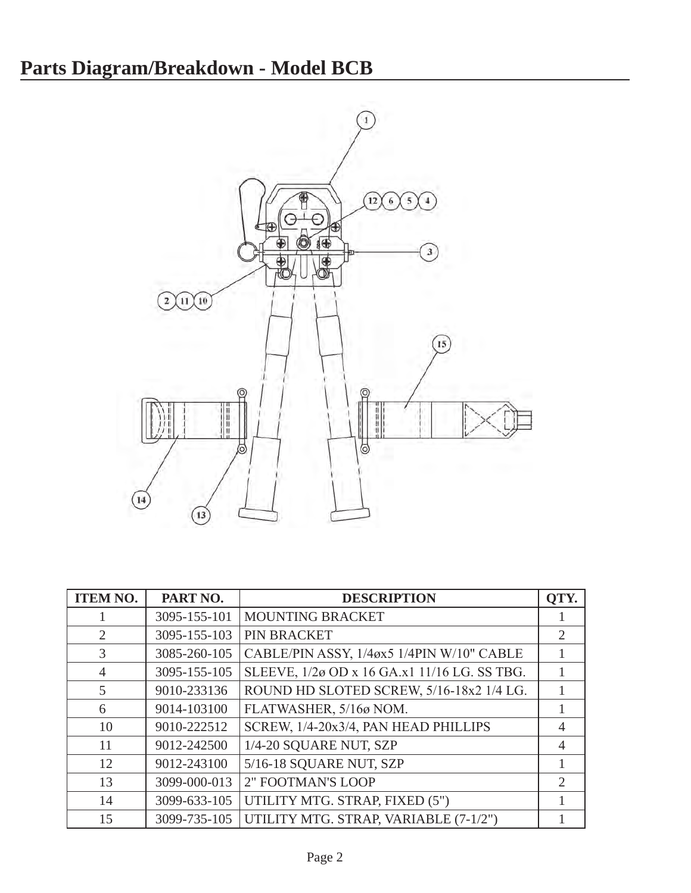# Parts Diagram/Breakdown - Model BCB

| ITEM NO. | PART NO. | DESCRIPTION | QTY. |
|---|---|---|---|
| 1 | 3095-155-101 | MOUNTING BRACKET | 1 |
| 2 | 3095-155-103 | PIN BRACKET | 2 |
| 3 | 3085-260-105 | CABLE/PIN ASSY, 1/4øx5 1/4PIN W/10" CABLE | 1 |
| 4 | 3095-155-105 | SLEEVE, 1/2ø OD x 16 GA.x1 11/16 LG. SS TBG. | 1 |
| 5 | 9010-233136 | ROUND HD SLOTED SCREW, 5/16-18x2 1/4 LG. | 1 |
| 6 | 9014-103100 | FLATWASHER, 5/16ø NOM. | 1 |
| 10 | 9010-222512 | SCREW, 1/4-20x3/4, PAN HEAD PHILLIPS | 4 |
| 11 | 9012-242500 | 1/4-20 SQUARE NUT, SZP | 4 |
| 12 | 9012-243100 | 5/16-18 SQUARE NUT, SZP | 1 |
| 13 | 3099-000-013 | 2" FOOTMAN'S LOOP | 2 |
| 14 | 3099-633-105 | UTILITY MTG. STRAP, FIXED (5") | 1 |
| 15 | 3099-735-105 | UTILITY MTG. STRAP, VARIABLE (7-1/2") | 1 |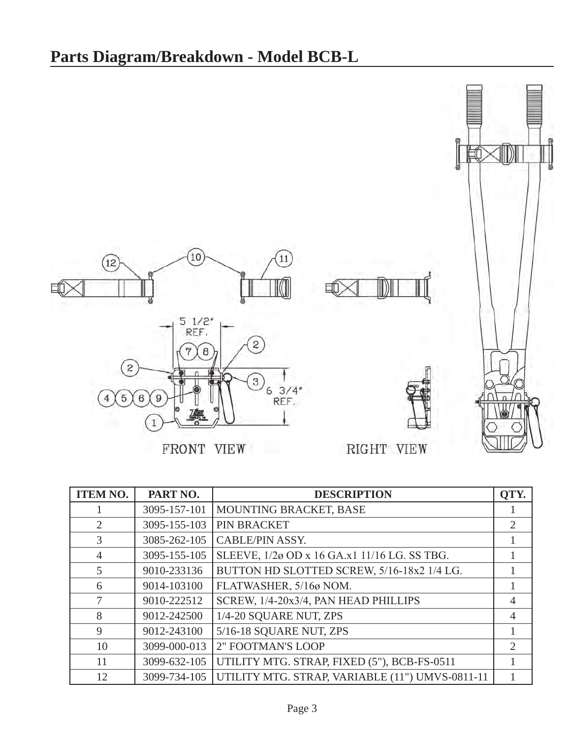# Parts Diagram/Breakdown - Model BCB-L

| ITEM NO. | PART NO. | DESCRIPTION | QTY. |
|---|---|---|---|
| 1 | 3095-157-101 | MOUNTING BRACKET, BASE | 1 |
| 2 | 3095-155-103 | PIN BRACKET | 2 |
| 3 | 3085-262-105 | CABLE/PIN ASSY. | 1 |
| 4 | 3095-155-105 | SLEEVE, 1/2ø OD x 16 GA.x1 11/16 LG. SS TBG. | 1 |
| 5 | 9010-233136 | BUTTON HD SLOTTED SCREW, 5/16-18x2 1/4 LG. | 1 |
| 6 | 9014-103100 | FLATWASHER, 5/16ø NOM. | 1 |
| 7 | 9010-222512 | SCREW, 1/4-20x3/4, PAN HEAD PHILLIPS | 4 |
| 8 | 9012-242500 | 1/4-20 SQUARE NUT, ZPS | 4 |
| 9 | 9012-243100 | 5/16-18 SQUARE NUT, ZPS | 1 |
| 10 | 3099-000-013 | 2" FOOTMAN'S LOOP | 2 |
| 11 | 3099-632-105 | UTILITY MTG. STRAP, FIXED (5"), BCB-FS-0511 | 1 |
| 12 | 3099-734-105 | UTILITY MTG. STRAP, VARIABLE (11") UMVS-0811-11 | 1 |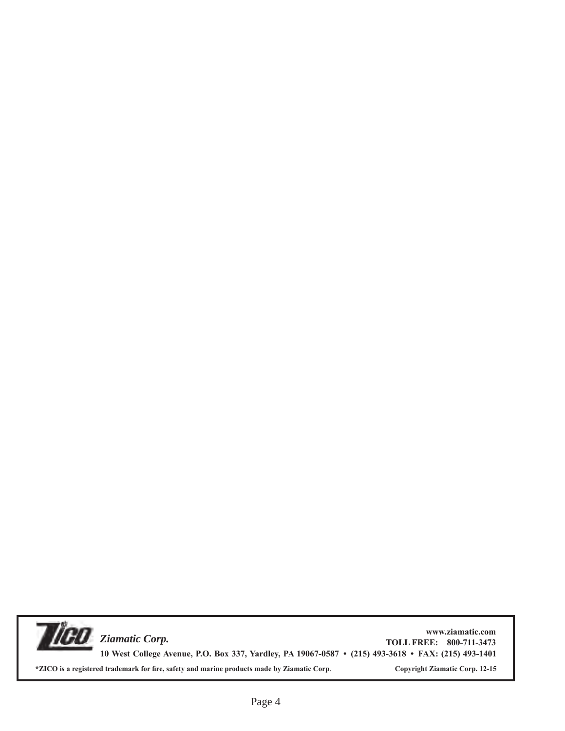**ZICO**

***Ziamatic Corp.***

**www.ziamatic.com**

**TOLL FREE: 800-711-3473**

**10 West College Avenue, P.O. Box 337, Yardley, PA 19067-0587 • (215) 493-3618 • FAX: (215) 493-1401**

**\*ZICO is a registered trademark for fire, safety and marine products made by Ziamatic Corp.**

**Copyright Ziamatic Corp. 12-15**